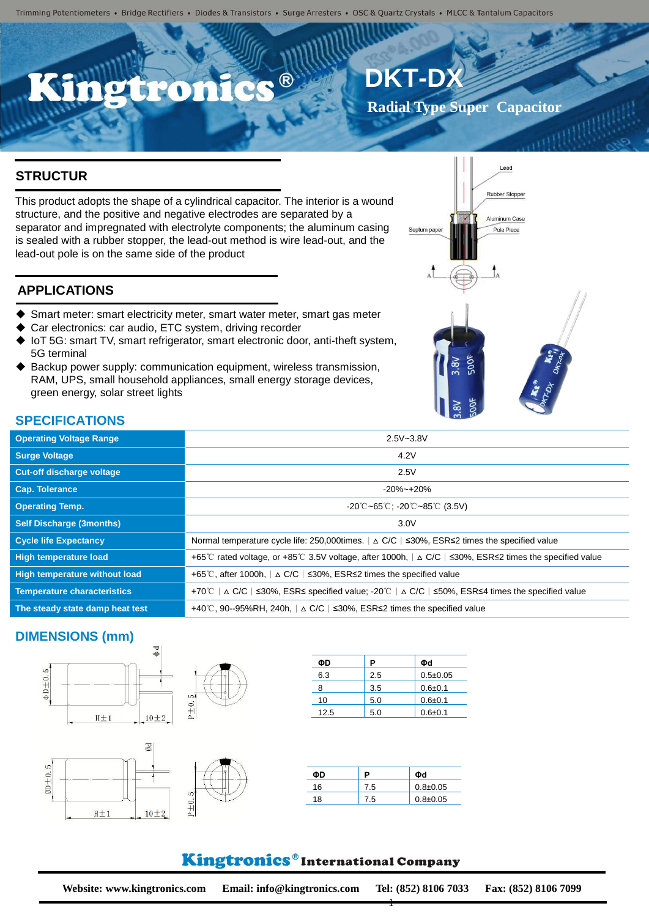Trimming Potentiometers • Bridge Rectifiers • Diodes & Transistors • Surge Arresters • OSC & Quartz Crystals • MLCC & Tantalum Capacitors

# Kingtronics®

# DKT-DX

## Radial Type Super Capacitor

## STRUCTUR

This product adopts the shape of a cylindrical capacitor. The interior is a wound structure, and the positive and negative electrodes are separated by a separator and impregnated with electrolyte components; the aluminum casing is sealed with a rubber stopper, the lead-out method is wire lead-out, and the lead-out pole is on the same side of the product

## APPLICATIONS

- Smart meter: smart electricity meter, smart water meter, smart gas meter
- Car electronics: car audio, ETC system, driving recorder
- IoT 5G: smart TV, smart refrigerator, smart electronic door, anti-theft system, 5G terminal
- Backup power supply: communication equipment, wireless transmission, RAM, UPS, small household appliances, small energy storage devices, green energy, solar street lights

## SPECIFICATIONS

| | |
|---|---|
| **Operating Voltage Range** | 2.5V~3.8V |
| **Surge Voltage** | 4.2V |
| **Cut-off discharge voltage** | 2.5V |
| **Cap. Tolerance** | -20%~+20% |
| **Operating Temp.** | -20℃~65℃; -20℃~85℃ (3.5V) |
| **Self Discharge (3months)** | 3.0V |
| **Cycle life Expectancy** | Normal temperature cycle life: 250,000times. ｜△ C/C｜≤30%, ESR≤2 times the specified value |
| **High temperature load** | +65℃ rated voltage, or +85℃ 3.5V voltage, after 1000h, ｜△ C/C｜≤30%, ESR≤2 times the specified value |
| **High temperature without load** | +65℃, after 1000h, ｜△ C/C｜≤30%, ESR≤2 times the specified value |
| **Temperature characteristics** | +70℃ ｜△ C/C｜≤30%, ESR≤ specified value; -20℃ ｜△ C/C｜≤50%, ESR≤4 times the specified value |
| **The steady state damp heat test** | +40℃, 90--95%RH, 240h, ｜△ C/C｜≤30%, ESR≤2 times the specified value |

## DIMENSIONS (mm)

| ΦD | P | Φd |
|---|---|---|
| 6.3 | 2.5 | 0.5±0.05 |
| 8 | 3.5 | 0.6±0.1 |
| 10 | 5.0 | 0.6±0.1 |
| 12.5 | 5.0 | 0.6±0.1 |

| ΦD | P | Φd |
|---|---|---|
| 16 | 7.5 | 0.8±0.05 |
| 18 | 7.5 | 0.8±0.05 |

**Kingtronics® International Company**

**Website: www.kingtronics.com Email: info@kingtronics.com Tel: (852) 8106 7033 Fax: (852) 8106 7099**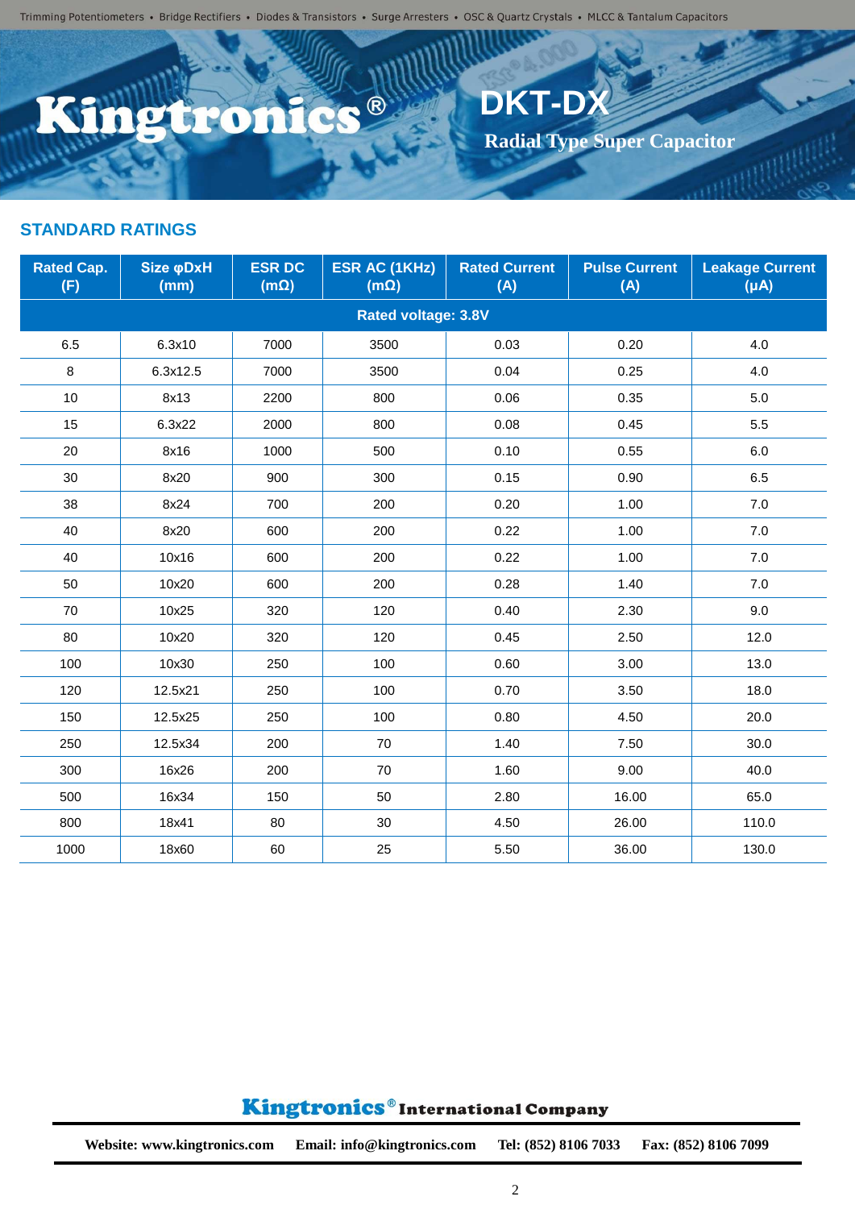## STANDARD RATINGS

| Rated Cap. (F) | Size φDxH (mm) | ESR DC (mΩ) | ESR AC (1KHz) (mΩ) | Rated Current (A) | Pulse Current (A) | Leakage Current (μA) |
|---|---|---|---|---|---|---|
| Rated voltage: 3.8V | | | | | | |
| 6.5 | 6.3x10 | 7000 | 3500 | 0.03 | 0.20 | 4.0 |
| 8 | 6.3x12.5 | 7000 | 3500 | 0.04 | 0.25 | 4.0 |
| 10 | 8x13 | 2200 | 800 | 0.06 | 0.35 | 5.0 |
| 15 | 6.3x22 | 2000 | 800 | 0.08 | 0.45 | 5.5 |
| 20 | 8x16 | 1000 | 500 | 0.10 | 0.55 | 6.0 |
| 30 | 8x20 | 900 | 300 | 0.15 | 0.90 | 6.5 |
| 38 | 8x24 | 700 | 200 | 0.20 | 1.00 | 7.0 |
| 40 | 8x20 | 600 | 200 | 0.22 | 1.00 | 7.0 |
| 40 | 10x16 | 600 | 200 | 0.22 | 1.00 | 7.0 |
| 50 | 10x20 | 600 | 200 | 0.28 | 1.40 | 7.0 |
| 70 | 10x25 | 320 | 120 | 0.40 | 2.30 | 9.0 |
| 80 | 10x20 | 320 | 120 | 0.45 | 2.50 | 12.0 |
| 100 | 10x30 | 250 | 100 | 0.60 | 3.00 | 13.0 |
| 120 | 12.5x21 | 250 | 100 | 0.70 | 3.50 | 18.0 |
| 150 | 12.5x25 | 250 | 100 | 0.80 | 4.50 | 20.0 |
| 250 | 12.5x34 | 200 | 70 | 1.40 | 7.50 | 30.0 |
| 300 | 16x26 | 200 | 70 | 1.60 | 9.00 | 40.0 |
| 500 | 16x34 | 150 | 50 | 2.80 | 16.00 | 65.0 |
| 800 | 18x41 | 80 | 30 | 4.50 | 26.00 | 110.0 |
| 1000 | 18x60 | 60 | 25 | 5.50 | 36.00 | 130.0 |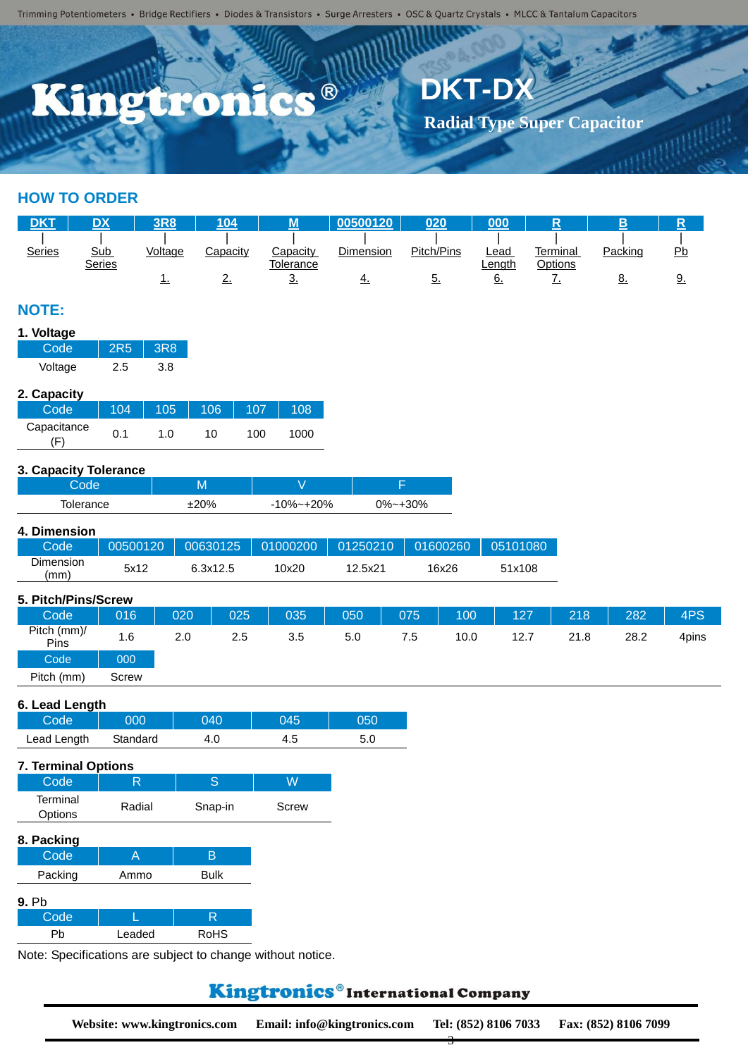Trimming Potentiometers • Bridge Rectifiers • Diodes & Transistors • Surge Arresters • OSC & Quartz Crystals • MLCC & Tantalum Capacitors

# Kingtronics®

# DKT-DX

**Radial Type Super Capacitor**

## HOW TO ORDER

| DKT | DX | 3R8 | 104 | M | 00500120 | 020 | 000 | R | B | R |
|---|---|---|---|---|---|---|---|---|---|---|
| Series | Sub Series | Voltage | Capacity | Capacity Tolerance | Dimension | Pitch/Pins | Lead Length | Terminal Options | Packing | Pb |
| | | 1. | 2. | 3. | 4. | 5. | 6. | 7. | 8. | 9. |

## NOTE:

### 1. Voltage

| Code | 2R5 | 3R8 |
|---|---|---|
| Voltage | 2.5 | 3.8 |

### 2. Capacity

| Code | 104 | 105 | 106 | 107 | 108 |
|---|---|---|---|---|---|
| Capacitance (F) | 0.1 | 1.0 | 10 | 100 | 1000 |

### 3. Capacity Tolerance

| Code | M | V | F |
|---|---|---|---|
| Tolerance | ±20% | -10%~+20% | 0%~+30% |

### 4. Dimension

| Code | 00500120 | 00630125 | 01000200 | 01250210 | 01600260 | 05101080 |
|---|---|---|---|---|---|---|
| Dimension (mm) | 5x12 | 6.3x12.5 | 10x20 | 12.5x21 | 16x26 | 51x108 |

### 5. Pitch/Pins/Screw

| Code | 016 | 020 | 025 | 035 | 050 | 075 | 100 | 127 | 218 | 282 | 4PS |
|---|---|---|---|---|---|---|---|---|---|---|---|
| Pitch (mm)/ Pins | 1.6 | 2.0 | 2.5 | 3.5 | 5.0 | 7.5 | 10.0 | 12.7 | 21.8 | 28.2 | 4pins |
| Code | 000 | | | | | | | | | | |
| Pitch (mm) | Screw | | | | | | | | | | |

### 6. Lead Length

| Code | 000 | 040 | 045 | 050 |
|---|---|---|---|---|
| Lead Length | Standard | 4.0 | 4.5 | 5.0 |

### 7. Terminal Options

| Code | R | S | W |
|---|---|---|---|
| Terminal Options | Radial | Snap-in | Screw |

### 8. Packing

| Code | A | B |
|---|---|---|
| Packing | Ammo | Bulk |

### 9. Pb

| Code | L | R |
|---|---|---|
| Pb | Leaded | RoHS |

Note: Specifications are subject to change without notice.

**Kingtronics® International Company**

**Website: www.kingtronics.com Email: info@kingtronics.com Tel: (852) 8106 7033 Fax: (852) 8106 7099**